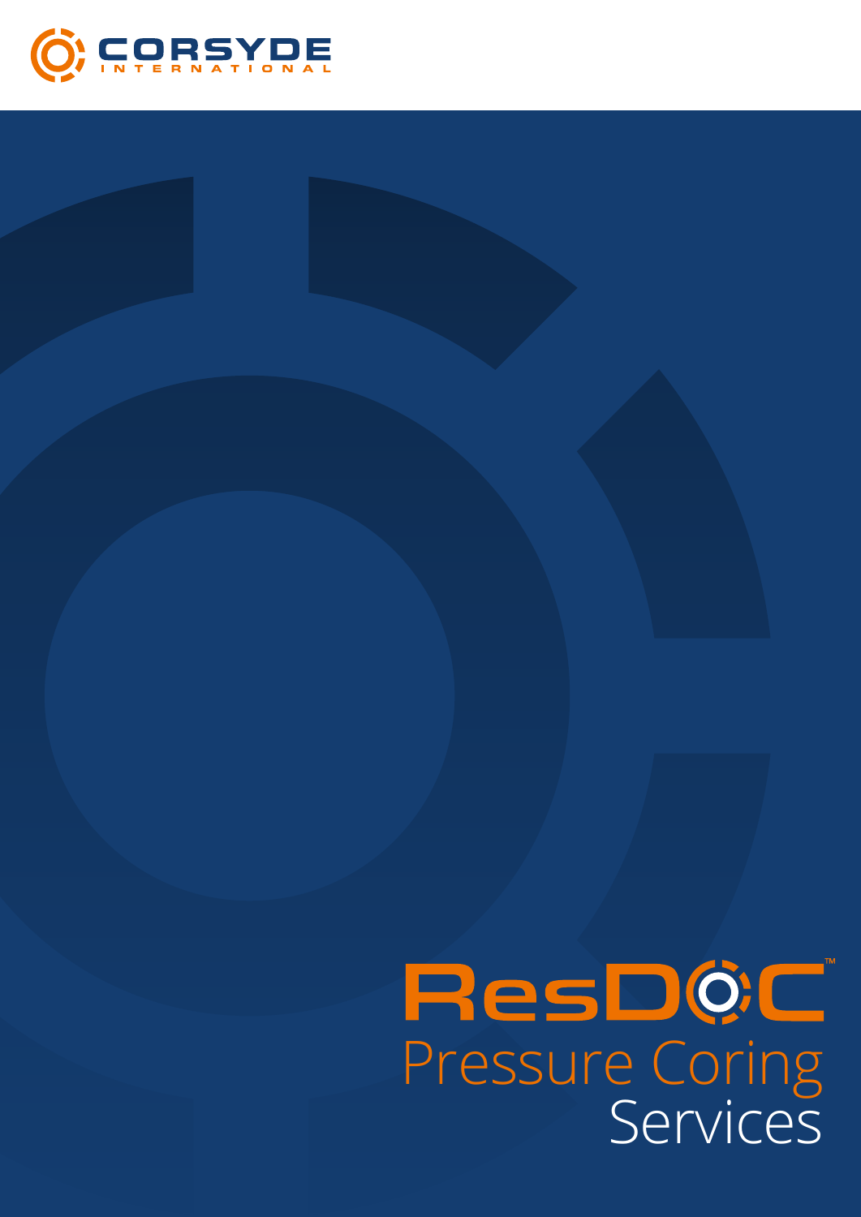CORSYDE
INTERNATIONAL

# ResDOC™
## Pressure Coring Services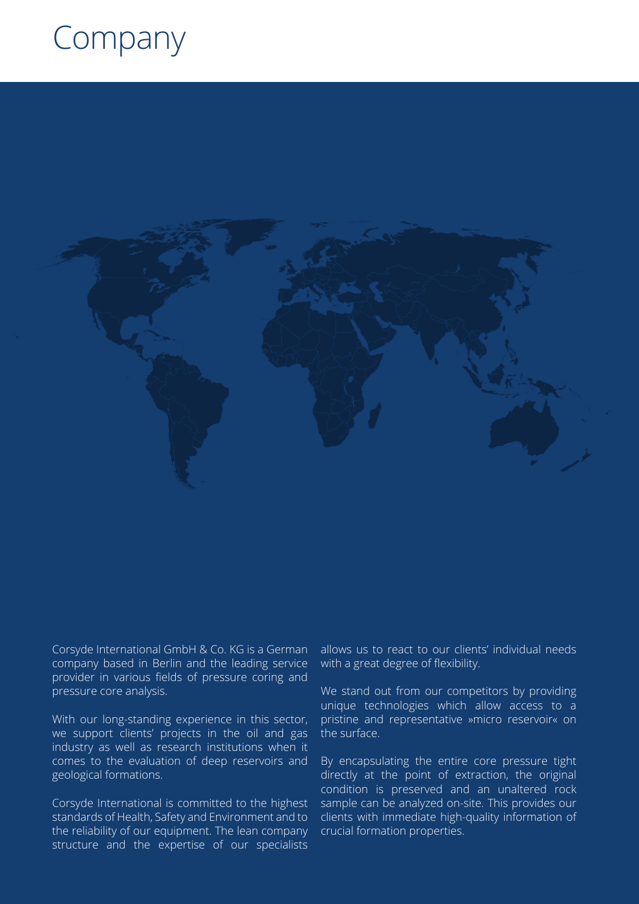# Company

Corsyde International GmbH & Co. KG is a German company based in Berlin and the leading service provider in various fields of pressure coring and pressure core analysis.

With our long-standing experience in this sector, we support clients' projects in the oil and gas industry as well as research institutions when it comes to the evaluation of deep reservoirs and geological formations.

Corsyde International is committed to the highest standards of Health, Safety and Environment and to the reliability of our equipment. The lean company structure and the expertise of our specialists allows us to react to our clients' individual needs with a great degree of flexibility.

We stand out from our competitors by providing unique technologies which allow access to a pristine and representative »micro reservoir« on the surface.

By encapsulating the entire core pressure tight directly at the point of extraction, the original condition is preserved and an unaltered rock sample can be analyzed on-site. This provides our clients with immediate high-quality information of crucial formation properties.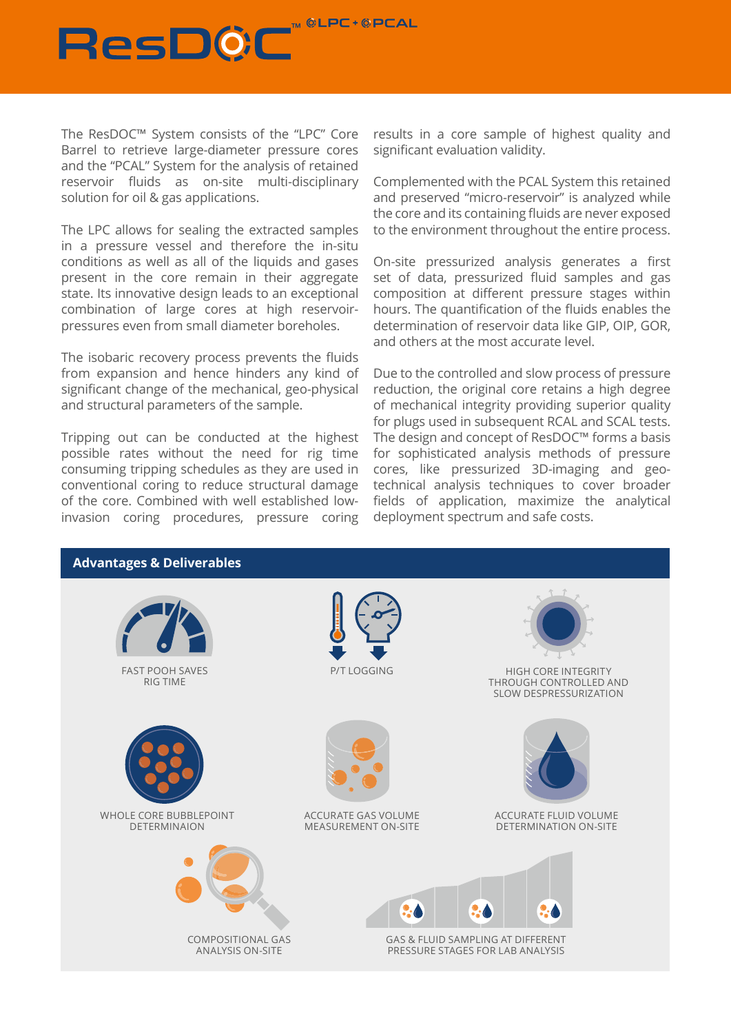# ResDOC™ LPC + PCAL

The ResDOC™ System consists of the "LPC" Core Barrel to retrieve large-diameter pressure cores and the "PCAL" System for the analysis of retained reservoir fluids as on-site multi-disciplinary solution for oil & gas applications.

The LPC allows for sealing the extracted samples in a pressure vessel and therefore the in-situ conditions as well as all of the liquids and gases present in the core remain in their aggregate state. Its innovative design leads to an exceptional combination of large cores at high reservoir-pressures even from small diameter boreholes.

The isobaric recovery process prevents the fluids from expansion and hence hinders any kind of significant change of the mechanical, geo-physical and structural parameters of the sample.

Tripping out can be conducted at the highest possible rates without the need for rig time consuming tripping schedules as they are used in conventional coring to reduce structural damage of the core. Combined with well established low-invasion coring procedures, pressure coring results in a core sample of highest quality and significant evaluation validity.

Complemented with the PCAL System this retained and preserved "micro-reservoir" is analyzed while the core and its containing fluids are never exposed to the environment throughout the entire process.

On-site pressurized analysis generates a first set of data, pressurized fluid samples and gas composition at different pressure stages within hours. The quantification of the fluids enables the determination of reservoir data like GIP, OIP, GOR, and others at the most accurate level.

Due to the controlled and slow process of pressure reduction, the original core retains a high degree of mechanical integrity providing superior quality for plugs used in subsequent RCAL and SCAL tests. The design and concept of ResDOC™ forms a basis for sophisticated analysis methods of pressure cores, like pressurized 3D-imaging and geo-technical analysis techniques to cover broader fields of application, maximize the analytical deployment spectrum and safe costs.

## Advantages & Deliverables

- FAST POOH SAVES RIG TIME
- P/T LOGGING
- HIGH CORE INTEGRITY THROUGH CONTROLLED AND SLOW DESPRESSURIZATION
- WHOLE CORE BUBBLEPOINT DETERMINAION
- ACCURATE GAS VOLUME MEASUREMENT ON-SITE
- ACCURATE FLUID VOLUME DETERMINATION ON-SITE
- COMPOSITIONAL GAS ANALYSIS ON-SITE
- GAS & FLUID SAMPLING AT DIFFERENT PRESSURE STAGES FOR LAB ANALYSIS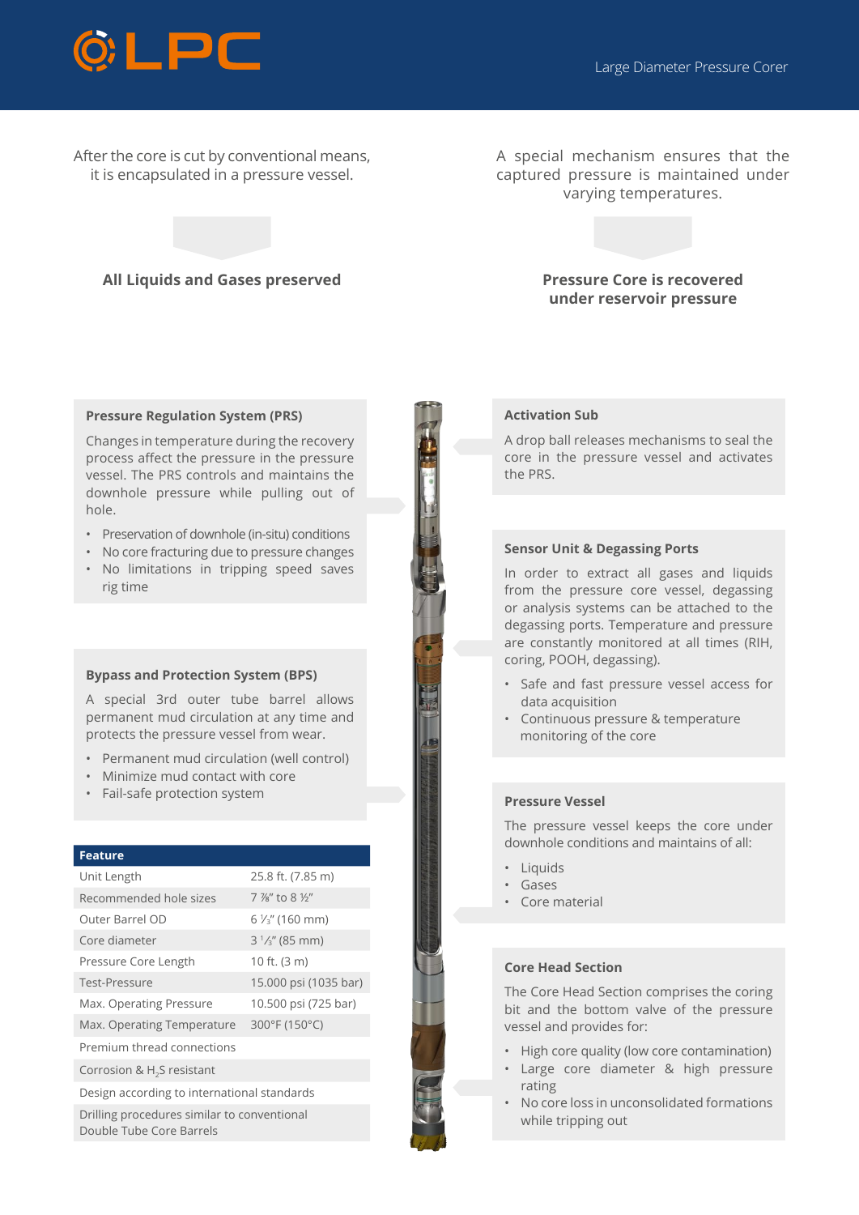After the core is cut by conventional means, it is encapsulated in a pressure vessel.

**All Liquids and Gases preserved**

A special mechanism ensures that the captured pressure is maintained under varying temperatures.

**Pressure Core is recovered under reservoir pressure**

### Pressure Regulation System (PRS)

Changes in temperature during the recovery process affect the pressure in the pressure vessel. The PRS controls and maintains the downhole pressure while pulling out of hole.

- Preservation of downhole (in-situ) conditions
- No core fracturing due to pressure changes
- No limitations in tripping speed saves rig time

### Bypass and Protection System (BPS)

A special 3rd outer tube barrel allows permanent mud circulation at any time and protects the pressure vessel from wear.

- Permanent mud circulation (well control)
- Minimize mud contact with core
- Fail-safe protection system

| Feature | |
|---|---|
| Unit Length | 25.8 ft. (7.85 m) |
| Recommended hole sizes | 7 ⅞" to 8 ½" |
| Outer Barrel OD | 6 ⅓" (160 mm) |
| Core diameter | 3 ⅓" (85 mm) |
| Pressure Core Length | 10 ft. (3 m) |
| Test-Pressure | 15.000 psi (1035 bar) |
| Max. Operating Pressure | 10.500 psi (725 bar) |
| Max. Operating Temperature | 300°F (150°C) |
| Premium thread connections | |
| Corrosion & $H_2S$ resistant | |
| Design according to international standards | |
| Drilling procedures similar to conventional Double Tube Core Barrels | |

### Activation Sub

A drop ball releases mechanisms to seal the core in the pressure vessel and activates the PRS.

### Sensor Unit & Degassing Ports

In order to extract all gases and liquids from the pressure core vessel, degassing or analysis systems can be attached to the degassing ports. Temperature and pressure are constantly monitored at all times (RIH, coring, POOH, degassing).

- Safe and fast pressure vessel access for data acquisition
- Continuous pressure & temperature monitoring of the core

### Pressure Vessel

The pressure vessel keeps the core under downhole conditions and maintains of all:

- Liquids
- Gases
- Core material

### Core Head Section

The Core Head Section comprises the coring bit and the bottom valve of the pressure vessel and provides for:

- High core quality (low core contamination)
- Large core diameter & high pressure rating
- No core loss in unconsolidated formations while tripping out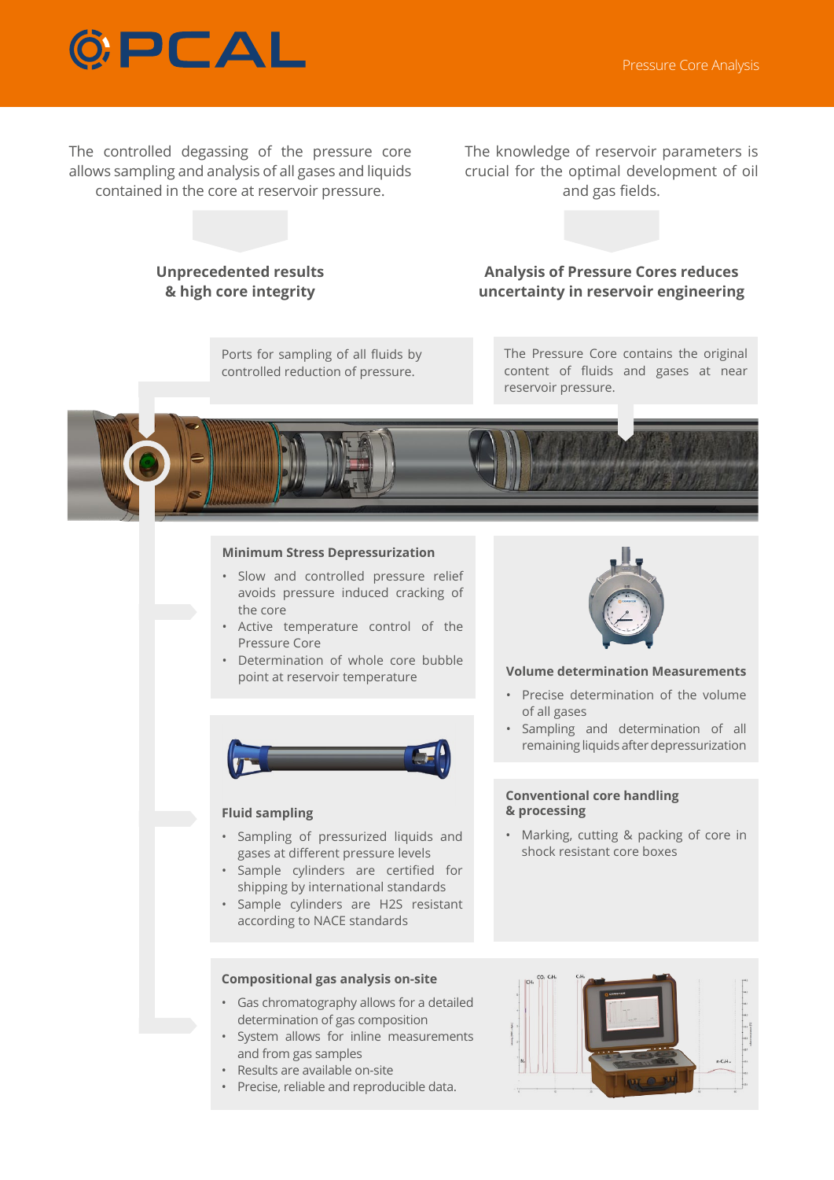# PCAL

Pressure Core Analysis

The controlled degassing of the pressure core allows sampling and analysis of all gases and liquids contained in the core at reservoir pressure.

**Unprecedented results & high core integrity**

The knowledge of reservoir parameters is crucial for the optimal development of oil and gas fields.

**Analysis of Pressure Cores reduces uncertainty in reservoir engineering**

Ports for sampling of all fluids by controlled reduction of pressure.

The Pressure Core contains the original content of fluids and gases at near reservoir pressure.

### Minimum Stress Depressurization

- Slow and controlled pressure relief avoids pressure induced cracking of the core
- Active temperature control of the Pressure Core
- Determination of whole core bubble point at reservoir temperature

### Volume determination Measurements

- Precise determination of the volume of all gases
- Sampling and determination of all remaining liquids after depressurization

### Fluid sampling

- Sampling of pressurized liquids and gases at different pressure levels
- Sample cylinders are certified for shipping by international standards
- Sample cylinders are H2S resistant according to NACE standards

### Conventional core handling & processing

- Marking, cutting & packing of core in shock resistant core boxes

### Compositional gas analysis on-site

- Gas chromatography allows for a detailed determination of gas composition
- System allows for inline measurements and from gas samples
- Results are available on-site
- Precise, reliable and reproducible data.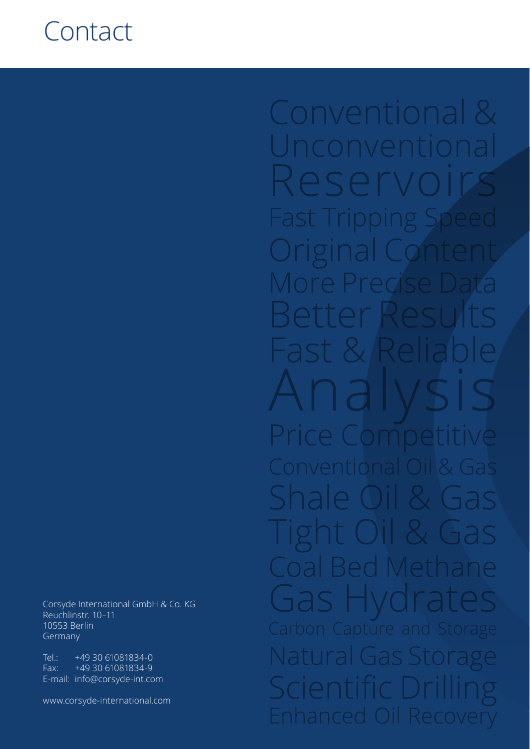# Contact

Conventional &
Unconventional
Reservoirs
Fast Tripping Speed
Original Content
More Precise Data
Better Results
Fast & Reliable
Analysis
Price Competitive
Conventional Oil & Gas
Shale Oil & Gas
Tight Oil & Gas
Coal Bed Methane
Gas Hydrates
Carbon Capture and Storage
Natural Gas Storage
Scientific Drilling
Enhanced Oil Recovery

Corsyde International GmbH & Co. KG
Reuchlinstr. 10–11
10553 Berlin
Germany

Tel.: +49 30 61081834-0
Fax: +49 30 61081834-9
E-mail: info@corsyde-int.com

www.corsyde-international.com